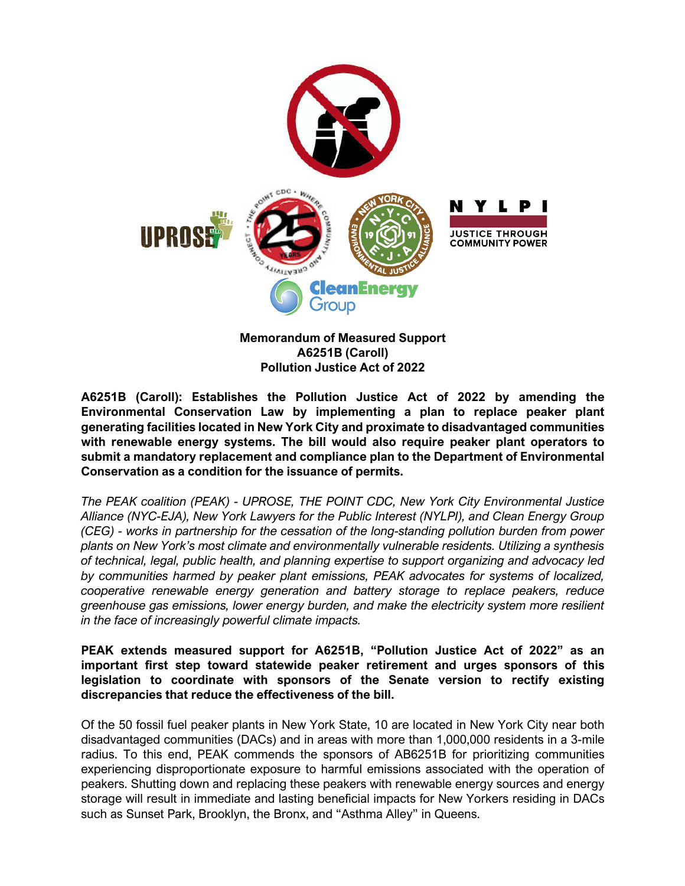**Memorandum of Measured Support**
**A6251B (Caroll)**
**Pollution Justice Act of 2022**

**A6251B (Caroll): Establishes the Pollution Justice Act of 2022 by amending the Environmental Conservation Law by implementing a plan to replace peaker plant generating facilities located in New York City and proximate to disadvantaged communities with renewable energy systems. The bill would also require peaker plant operators to submit a mandatory replacement and compliance plan to the Department of Environmental Conservation as a condition for the issuance of permits.**

*The PEAK coalition (PEAK) - UPROSE, THE POINT CDC, New York City Environmental Justice Alliance (NYC-EJA), New York Lawyers for the Public Interest (NYLPI), and Clean Energy Group (CEG) - works in partnership for the cessation of the long-standing pollution burden from power plants on New York's most climate and environmentally vulnerable residents. Utilizing a synthesis of technical, legal, public health, and planning expertise to support organizing and advocacy led by communities harmed by peaker plant emissions, PEAK advocates for systems of localized, cooperative renewable energy generation and battery storage to replace peakers, reduce greenhouse gas emissions, lower energy burden, and make the electricity system more resilient in the face of increasingly powerful climate impacts.*

**PEAK extends measured support for A6251B, "Pollution Justice Act of 2022" as an important first step toward statewide peaker retirement and urges sponsors of this legislation to coordinate with sponsors of the Senate version to rectify existing discrepancies that reduce the effectiveness of the bill.**

Of the 50 fossil fuel peaker plants in New York State, 10 are located in New York City near both disadvantaged communities (DACs) and in areas with more than 1,000,000 residents in a 3-mile radius. To this end, PEAK commends the sponsors of AB6251B for prioritizing communities experiencing disproportionate exposure to harmful emissions associated with the operation of peakers. Shutting down and replacing these peakers with renewable energy sources and energy storage will result in immediate and lasting beneficial impacts for New Yorkers residing in DACs such as Sunset Park, Brooklyn, the Bronx, and "Asthma Alley" in Queens.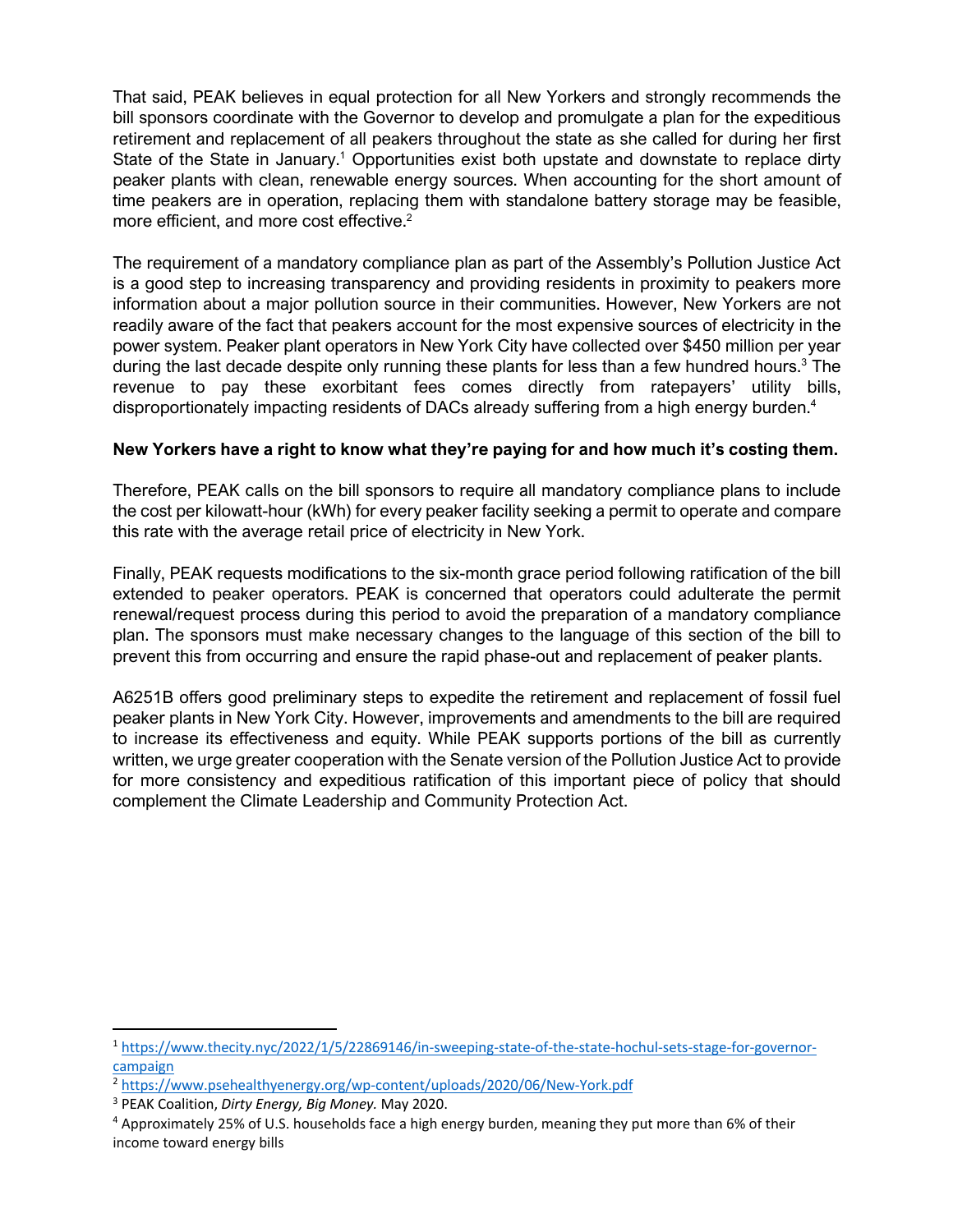That said, PEAK believes in equal protection for all New Yorkers and strongly recommends the bill sponsors coordinate with the Governor to develop and promulgate a plan for the expeditious retirement and replacement of all peakers throughout the state as she called for during her first State of the State in January.[1] Opportunities exist both upstate and downstate to replace dirty peaker plants with clean, renewable energy sources. When accounting for the short amount of time peakers are in operation, replacing them with standalone battery storage may be feasible, more efficient, and more cost effective.[2]

The requirement of a mandatory compliance plan as part of the Assembly's Pollution Justice Act is a good step to increasing transparency and providing residents in proximity to peakers more information about a major pollution source in their communities. However, New Yorkers are not readily aware of the fact that peakers account for the most expensive sources of electricity in the power system. Peaker plant operators in New York City have collected over $450 million per year during the last decade despite only running these plants for less than a few hundred hours.[3] The revenue to pay these exorbitant fees comes directly from ratepayers' utility bills, disproportionately impacting residents of DACs already suffering from a high energy burden.[4]

**New Yorkers have a right to know what they're paying for and how much it's costing them.**

Therefore, PEAK calls on the bill sponsors to require all mandatory compliance plans to include the cost per kilowatt-hour (kWh) for every peaker facility seeking a permit to operate and compare this rate with the average retail price of electricity in New York.

Finally, PEAK requests modifications to the six-month grace period following ratification of the bill extended to peaker operators. PEAK is concerned that operators could adulterate the permit renewal/request process during this period to avoid the preparation of a mandatory compliance plan. The sponsors must make necessary changes to the language of this section of the bill to prevent this from occurring and ensure the rapid phase-out and replacement of peaker plants.

A6251B offers good preliminary steps to expedite the retirement and replacement of fossil fuel peaker plants in New York City. However, improvements and amendments to the bill are required to increase its effectiveness and equity. While PEAK supports portions of the bill as currently written, we urge greater cooperation with the Senate version of the Pollution Justice Act to provide for more consistency and expeditious ratification of this important piece of policy that should complement the Climate Leadership and Community Protection Act.

---

[1] https://www.thecity.nyc/2022/1/5/22869146/in-sweeping-state-of-the-state-hochul-sets-stage-for-governor-campaign

[2] https://www.psehealthyenergy.org/wp-content/uploads/2020/06/New-York.pdf

[3] PEAK Coalition, *Dirty Energy, Big Money.* May 2020.

[4] Approximately 25% of U.S. households face a high energy burden, meaning they put more than 6% of their income toward energy bills